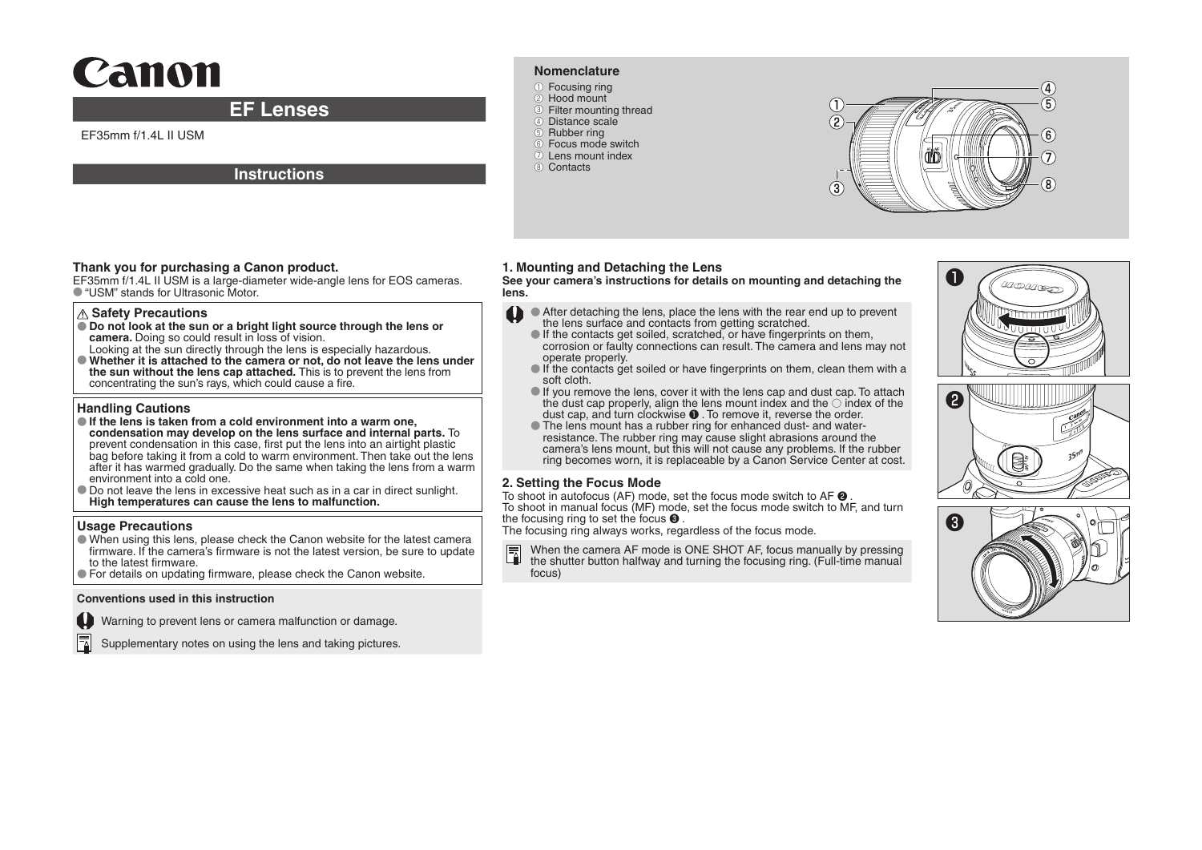# Canon

## EF Lenses

EF35mm f/1.4L II USM

## Instructions

### Nomenclature

① Focusing ring
② Hood mount
③ Filter mounting thread
④ Distance scale
⑤ Rubber ring
⑥ Focus mode switch
⑦ Lens mount index
⑧ Contacts

**Thank you for purchasing a Canon product.**

EF35mm f/1.4L II USM is a large-diameter wide-angle lens for EOS cameras.

- "USM" stands for Ultrasonic Motor.

### ⚠ Safety Precautions

- **Do not look at the sun or a bright light source through the lens or camera.** Doing so could result in loss of vision. Looking at the sun directly through the lens is especially hazardous.
- **Whether it is attached to the camera or not, do not leave the lens under the sun without the lens cap attached.** This is to prevent the lens from concentrating the sun's rays, which could cause a fire.

### Handling Cautions

- **If the lens is taken from a cold environment into a warm one, condensation may develop on the lens surface and internal parts.** To prevent condensation in this case, first put the lens into an airtight plastic bag before taking it from a cold to warm environment. Then take out the lens after it has warmed gradually. Do the same when taking the lens from a warm environment into a cold one.
- Do not leave the lens in excessive heat such as in a car in direct sunlight. **High temperatures can cause the lens to malfunction.**

### Usage Precautions

- When using this lens, please check the Canon website for the latest camera firmware. If the camera's firmware is not the latest version, be sure to update to the latest firmware.
- For details on updating firmware, please check the Canon website.

**Conventions used in this instruction**

Warning to prevent lens or camera malfunction or damage.

Supplementary notes on using the lens and taking pictures.

### 1. Mounting and Detaching the Lens

**See your camera's instructions for details on mounting and detaching the lens.**

- After detaching the lens, place the lens with the rear end up to prevent the lens surface and contacts from getting scratched.
- If the contacts get soiled, scratched, or have fingerprints on them, corrosion or faulty connections can result. The camera and lens may not operate properly.
- If the contacts get soiled or have fingerprints on them, clean them with a soft cloth.
- If you remove the lens, cover it with the lens cap and dust cap. To attach the dust cap properly, align the lens mount index and the ○ index of the dust cap, and turn clockwise ❶. To remove it, reverse the order.
- The lens mount has a rubber ring for enhanced dust- and water-resistance. The rubber ring may cause slight abrasions around the camera's lens mount, but this will not cause any problems. If the rubber ring becomes worn, it is replaceable by a Canon Service Center at cost.

### 2. Setting the Focus Mode

To shoot in autofocus (AF) mode, set the focus mode switch to AF ❷.
To shoot in manual focus (MF) mode, set the focus mode switch to MF, and turn the focusing ring to set the focus ❸.
The focusing ring always works, regardless of the focus mode.

When the camera AF mode is ONE SHOT AF, focus manually by pressing the shutter button halfway and turning the focusing ring. (Full-time manual focus)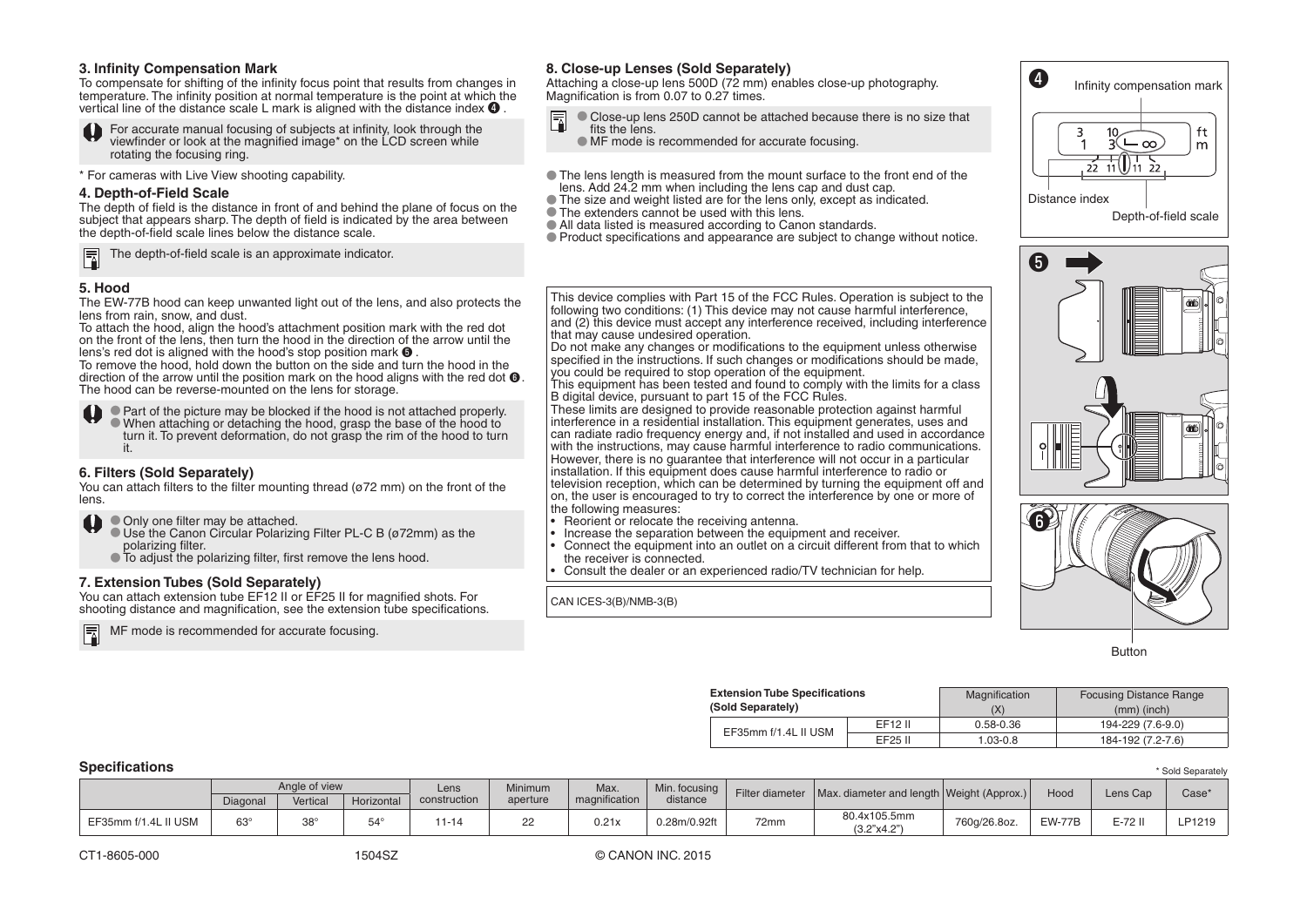### 3. Infinity Compensation Mark

To compensate for shifting of the infinity focus point that results from changes in temperature. The infinity position at normal temperature is the point at which the vertical line of the distance scale L mark is aligned with the distance index ❹ .

For accurate manual focusing of subjects at infinity, look through the viewfinder or look at the magnified image* on the LCD screen while rotating the focusing ring.

\* For cameras with Live View shooting capability.

### 4. Depth-of-Field Scale

The depth of field is the distance in front of and behind the plane of focus on the subject that appears sharp. The depth of field is indicated by the area between the depth-of-field scale lines below the distance scale.

The depth-of-field scale is an approximate indicator.

### 5. Hood

The EW-77B hood can keep unwanted light out of the lens, and also protects the lens from rain, snow, and dust.

To attach the hood, align the hood's attachment position mark with the red dot on the front of the lens, then turn the hood in the direction of the arrow until the lens's red dot is aligned with the hood's stop position mark ❺ .

To remove the hood, hold down the button on the side and turn the hood in the direction of the arrow until the position mark on the hood aligns with the red dot ❻.

The hood can be reverse-mounted on the lens for storage.

- Part of the picture may be blocked if the hood is not attached properly.
- When attaching or detaching the hood, grasp the base of the hood to turn it. To prevent deformation, do not grasp the rim of the hood to turn it.

### 6. Filters (Sold Separately)

You can attach filters to the filter mounting thread (ø72 mm) on the front of the lens.

- Only one filter may be attached.
- Use the Canon Circular Polarizing Filter PL-C B (ø72mm) as the polarizing filter.
- To adjust the polarizing filter, first remove the lens hood.

### 7. Extension Tubes (Sold Separately)

You can attach extension tube EF12 II or EF25 II for magnified shots. For shooting distance and magnification, see the extension tube specifications.

MF mode is recommended for accurate focusing.

### 8. Close-up Lenses (Sold Separately)

Attaching a close-up lens 500D (72 mm) enables close-up photography. Magnification is from 0.07 to 0.27 times.

- Close-up lens 250D cannot be attached because there is no size that fits the lens.
- MF mode is recommended for accurate focusing.

- The lens length is measured from the mount surface to the front end of the lens. Add 24.2 mm when including the lens cap and dust cap.
- The size and weight listed are for the lens only, except as indicated.
- The extenders cannot be used with this lens.
- All data listed is measured according to Canon standards.
- Product specifications and appearance are subject to change without notice.

This device complies with Part 15 of the FCC Rules. Operation is subject to the following two conditions: (1) This device may not cause harmful interference, and (2) this device must accept any interference received, including interference that may cause undesired operation.

Do not make any changes or modifications to the equipment unless otherwise specified in the instructions. If such changes or modifications should be made, you could be required to stop operation of the equipment.

This equipment has been tested and found to comply with the limits for a class B digital device, pursuant to part 15 of the FCC Rules.

These limits are designed to provide reasonable protection against harmful interference in a residential installation. This equipment generates, uses and can radiate radio frequency energy and, if not installed and used in accordance with the instructions, may cause harmful interference to radio communications. However, there is no guarantee that interference will not occur in a particular installation. If this equipment does cause harmful interference to radio or television reception, which can be determined by turning the equipment off and on, the user is encouraged to try to correct the interference by one or more of the following measures:

- Reorient or relocate the receiving antenna.
- Increase the separation between the equipment and receiver.
- Connect the equipment into an outlet on a circuit different from that to which the receiver is connected.
- Consult the dealer or an experienced radio/TV technician for help.

CAN ICES-3(B)/NMB-3(B)

❹ Infinity compensation mark

3 10 ft
1 3 ∞ m
22 11 11 22

Distance index

Depth-of-field scale

❺

❻

Button

| Extension Tube Specifications (Sold Separately) | | Magnification (X) | Focusing Distance Range (mm) (inch) |
|---|---|---|---|
| EF35mm f/1.4L II USM | EF12 II | 0.58-0.36 | 194-229 (7.6-9.0) |
| | EF25 II | 1.03-0.8 | 184-192 (7.2-7.6) |

### Specifications

\* Sold Separately

| | Angle of view | | | Lens construction | Minimum aperture | Max. magnification | Min. focusing distance | Filter diameter | Max. diameter and length | Weight (Approx.) | Hood | Lens Cap | Case* |
|---|---|---|---|---|---|---|---|---|---|---|---|---|---|
| | Diagonal | Vertical | Horizontal | | | | | | | | | | |
| EF35mm f/1.4L II USM | 63° | 38° | 54° | 11-14 | 22 | 0.21x | 0.28m/0.92ft | 72mm | 80.4x105.5mm (3.2"x4.2") | 760g/26.8oz. | EW-77B | E-72 II | LP1219 |

CT1-8605-000 1504SZ © CANON INC. 2015